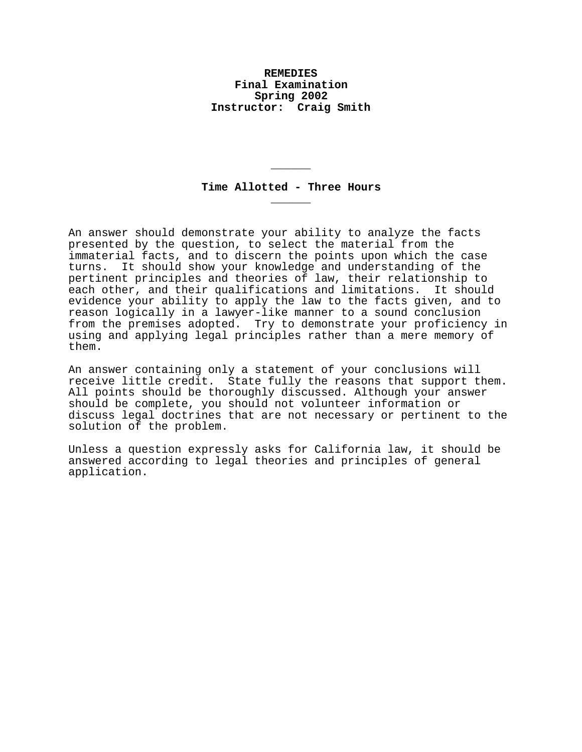**REMEDIES**
**Final Examination**
**Spring 2002**
**Instructor: Craig Smith**

---

**Time Allotted - Three Hours**

---

An answer should demonstrate your ability to analyze the facts presented by the question, to select the material from the immaterial facts, and to discern the points upon which the case turns. It should show your knowledge and understanding of the pertinent principles and theories of law, their relationship to each other, and their qualifications and limitations. It should evidence your ability to apply the law to the facts given, and to reason logically in a lawyer-like manner to a sound conclusion from the premises adopted. Try to demonstrate your proficiency in using and applying legal principles rather than a mere memory of them.

An answer containing only a statement of your conclusions will receive little credit. State fully the reasons that support them. All points should be thoroughly discussed. Although your answer should be complete, you should not volunteer information or discuss legal doctrines that are not necessary or pertinent to the solution of the problem.

Unless a question expressly asks for California law, it should be answered according to legal theories and principles of general application.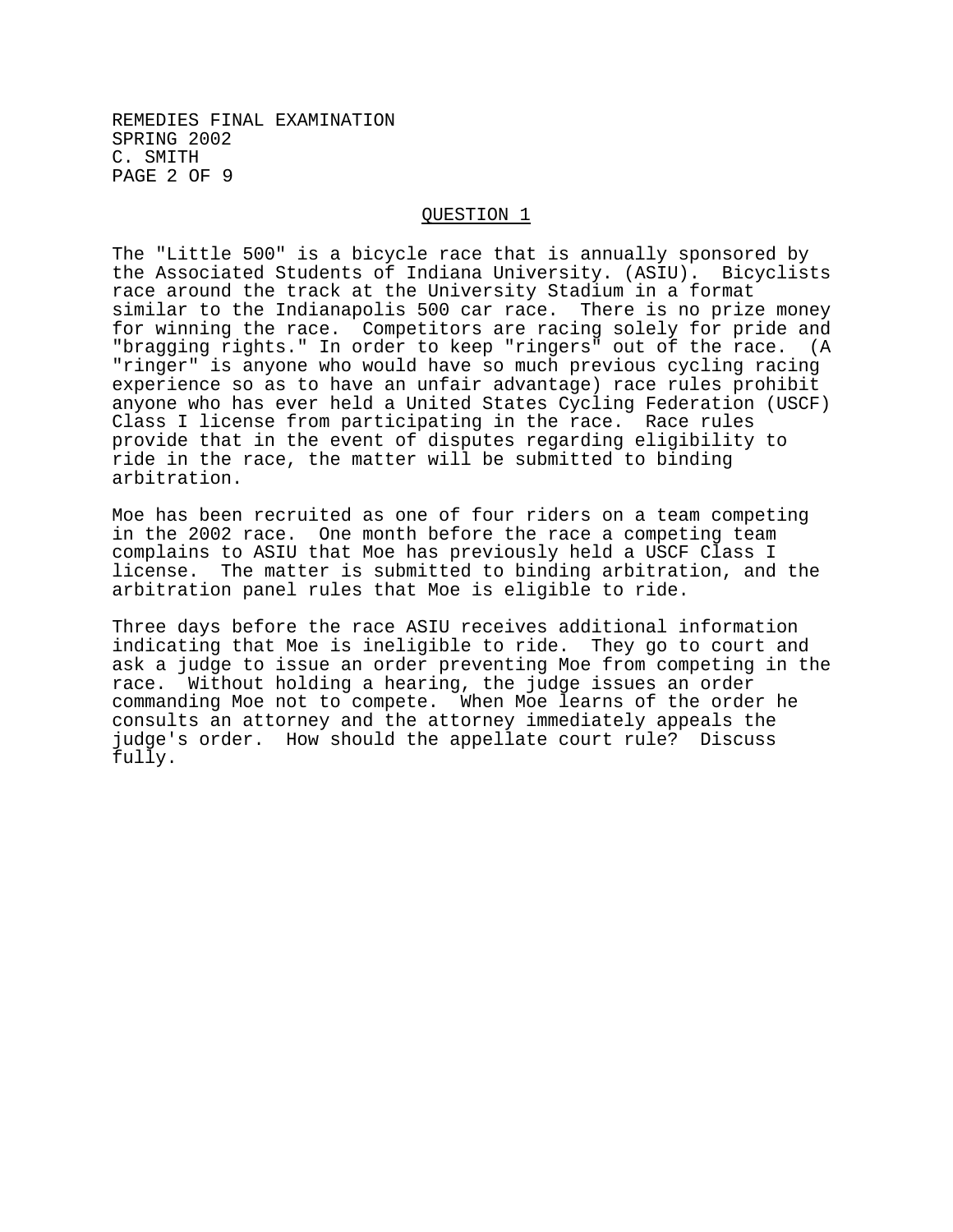## QUESTION 1

The "Little 500" is a bicycle race that is annually sponsored by the Associated Students of Indiana University. (ASIU). Bicyclists race around the track at the University Stadium in a format similar to the Indianapolis 500 car race. There is no prize money for winning the race. Competitors are racing solely for pride and "bragging rights." In order to keep "ringers" out of the race. (A "ringer" is anyone who would have so much previous cycling racing experience so as to have an unfair advantage) race rules prohibit anyone who has ever held a United States Cycling Federation (USCF) Class I license from participating in the race. Race rules provide that in the event of disputes regarding eligibility to ride in the race, the matter will be submitted to binding arbitration.

Moe has been recruited as one of four riders on a team competing in the 2002 race. One month before the race a competing team complains to ASIU that Moe has previously held a USCF Class I license. The matter is submitted to binding arbitration, and the arbitration panel rules that Moe is eligible to ride.

Three days before the race ASIU receives additional information indicating that Moe is ineligible to ride. They go to court and ask a judge to issue an order preventing Moe from competing in the race. Without holding a hearing, the judge issues an order commanding Moe not to compete. When Moe learns of the order he consults an attorney and the attorney immediately appeals the judge's order. How should the appellate court rule? Discuss fully.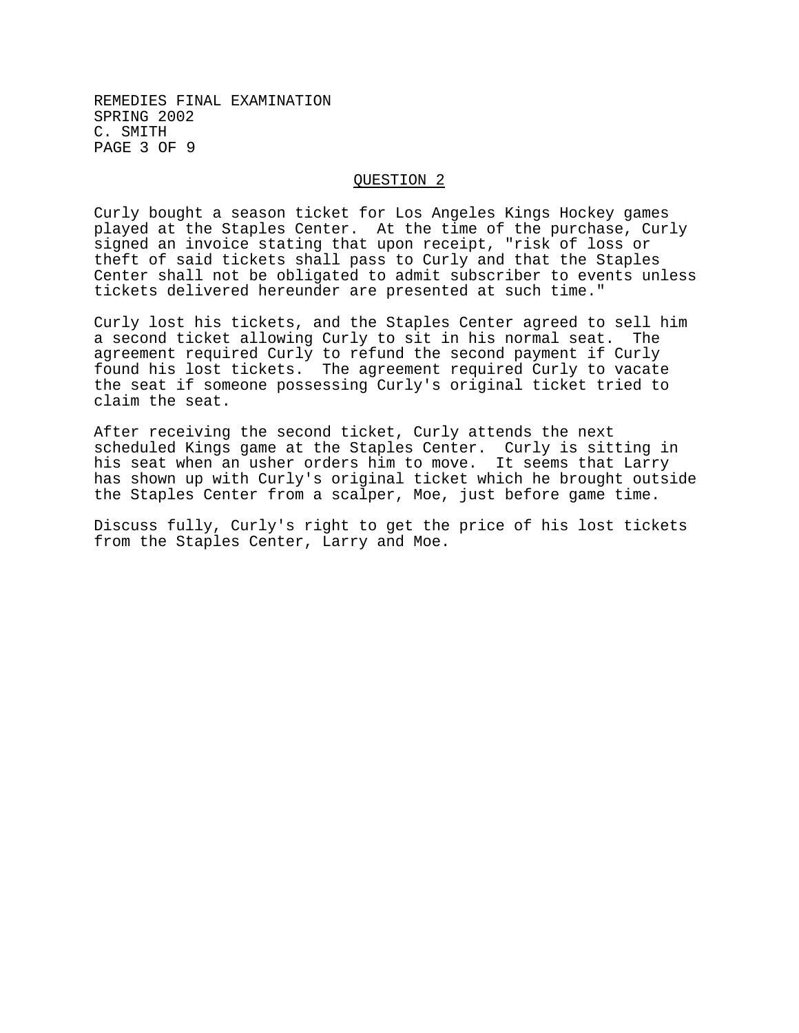## QUESTION 2

Curly bought a season ticket for Los Angeles Kings Hockey games played at the Staples Center. At the time of the purchase, Curly signed an invoice stating that upon receipt, "risk of loss or theft of said tickets shall pass to Curly and that the Staples Center shall not be obligated to admit subscriber to events unless tickets delivered hereunder are presented at such time."

Curly lost his tickets, and the Staples Center agreed to sell him a second ticket allowing Curly to sit in his normal seat. The agreement required Curly to refund the second payment if Curly found his lost tickets. The agreement required Curly to vacate the seat if someone possessing Curly's original ticket tried to claim the seat.

After receiving the second ticket, Curly attends the next scheduled Kings game at the Staples Center. Curly is sitting in his seat when an usher orders him to move. It seems that Larry has shown up with Curly's original ticket which he brought outside the Staples Center from a scalper, Moe, just before game time.

Discuss fully, Curly's right to get the price of his lost tickets from the Staples Center, Larry and Moe.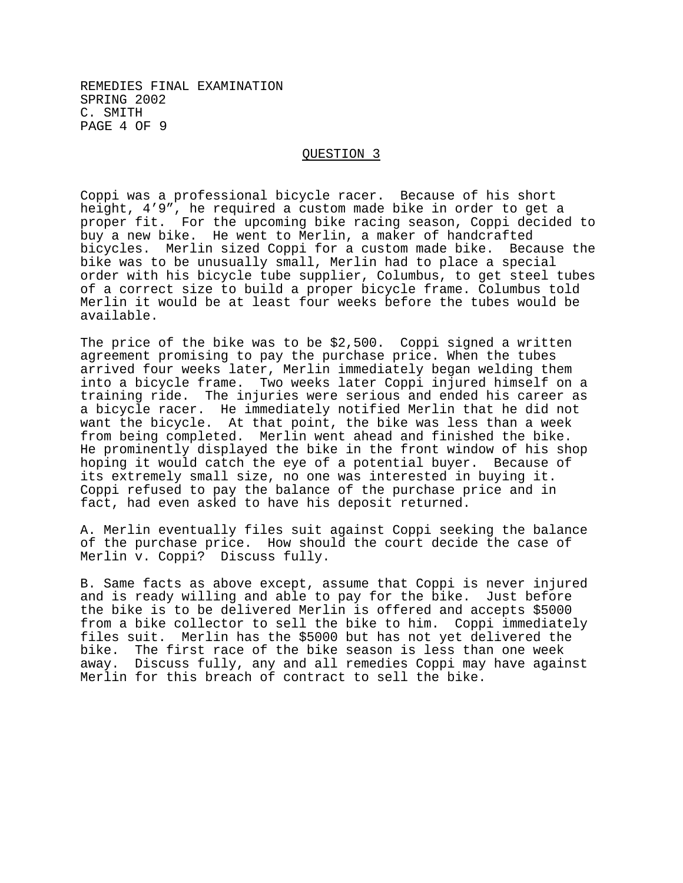## QUESTION 3

Coppi was a professional bicycle racer. Because of his short height, 4'9", he required a custom made bike in order to get a proper fit. For the upcoming bike racing season, Coppi decided to buy a new bike. He went to Merlin, a maker of handcrafted bicycles. Merlin sized Coppi for a custom made bike. Because the bike was to be unusually small, Merlin had to place a special order with his bicycle tube supplier, Columbus, to get steel tubes of a correct size to build a proper bicycle frame. Columbus told Merlin it would be at least four weeks before the tubes would be available.

The price of the bike was to be $2,500. Coppi signed a written agreement promising to pay the purchase price. When the tubes arrived four weeks later, Merlin immediately began welding them into a bicycle frame. Two weeks later Coppi injured himself on a training ride. The injuries were serious and ended his career as a bicycle racer. He immediately notified Merlin that he did not want the bicycle. At that point, the bike was less than a week from being completed. Merlin went ahead and finished the bike. He prominently displayed the bike in the front window of his shop hoping it would catch the eye of a potential buyer. Because of its extremely small size, no one was interested in buying it. Coppi refused to pay the balance of the purchase price and in fact, had even asked to have his deposit returned.

A. Merlin eventually files suit against Coppi seeking the balance of the purchase price. How should the court decide the case of Merlin v. Coppi? Discuss fully.

B. Same facts as above except, assume that Coppi is never injured and is ready willing and able to pay for the bike. Just before the bike is to be delivered Merlin is offered and accepts $5000 from a bike collector to sell the bike to him. Coppi immediately files suit. Merlin has the $5000 but has not yet delivered the bike. The first race of the bike season is less than one week away. Discuss fully, any and all remedies Coppi may have against Merlin for this breach of contract to sell the bike.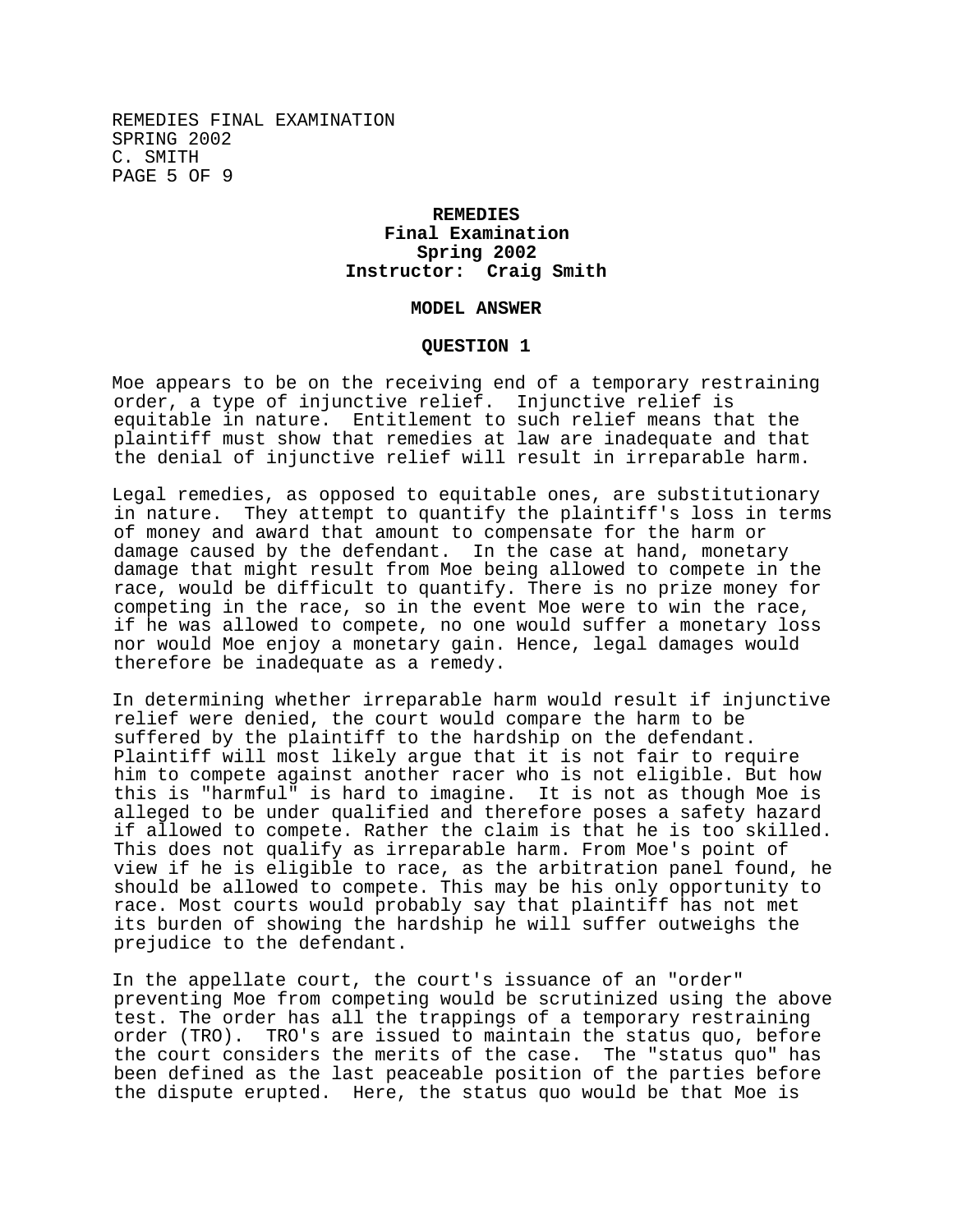**REMEDIES**
**Final Examination**
**Spring 2002**
**Instructor: Craig Smith**

**MODEL ANSWER**

**QUESTION 1**

Moe appears to be on the receiving end of a temporary restraining order, a type of injunctive relief. Injunctive relief is equitable in nature. Entitlement to such relief means that the plaintiff must show that remedies at law are inadequate and that the denial of injunctive relief will result in irreparable harm.

Legal remedies, as opposed to equitable ones, are substitutionary in nature. They attempt to quantify the plaintiff's loss in terms of money and award that amount to compensate for the harm or damage caused by the defendant. In the case at hand, monetary damage that might result from Moe being allowed to compete in the race, would be difficult to quantify. There is no prize money for competing in the race, so in the event Moe were to win the race, if he was allowed to compete, no one would suffer a monetary loss nor would Moe enjoy a monetary gain. Hence, legal damages would therefore be inadequate as a remedy.

In determining whether irreparable harm would result if injunctive relief were denied, the court would compare the harm to be suffered by the plaintiff to the hardship on the defendant. Plaintiff will most likely argue that it is not fair to require him to compete against another racer who is not eligible. But how this is "harmful" is hard to imagine. It is not as though Moe is alleged to be under qualified and therefore poses a safety hazard if allowed to compete. Rather the claim is that he is too skilled. This does not qualify as irreparable harm. From Moe's point of view if he is eligible to race, as the arbitration panel found, he should be allowed to compete. This may be his only opportunity to race. Most courts would probably say that plaintiff has not met its burden of showing the hardship he will suffer outweighs the prejudice to the defendant.

In the appellate court, the court's issuance of an "order" preventing Moe from competing would be scrutinized using the above test. The order has all the trappings of a temporary restraining order (TRO). TRO's are issued to maintain the status quo, before the court considers the merits of the case. The "status quo" has been defined as the last peaceable position of the parties before the dispute erupted. Here, the status quo would be that Moe is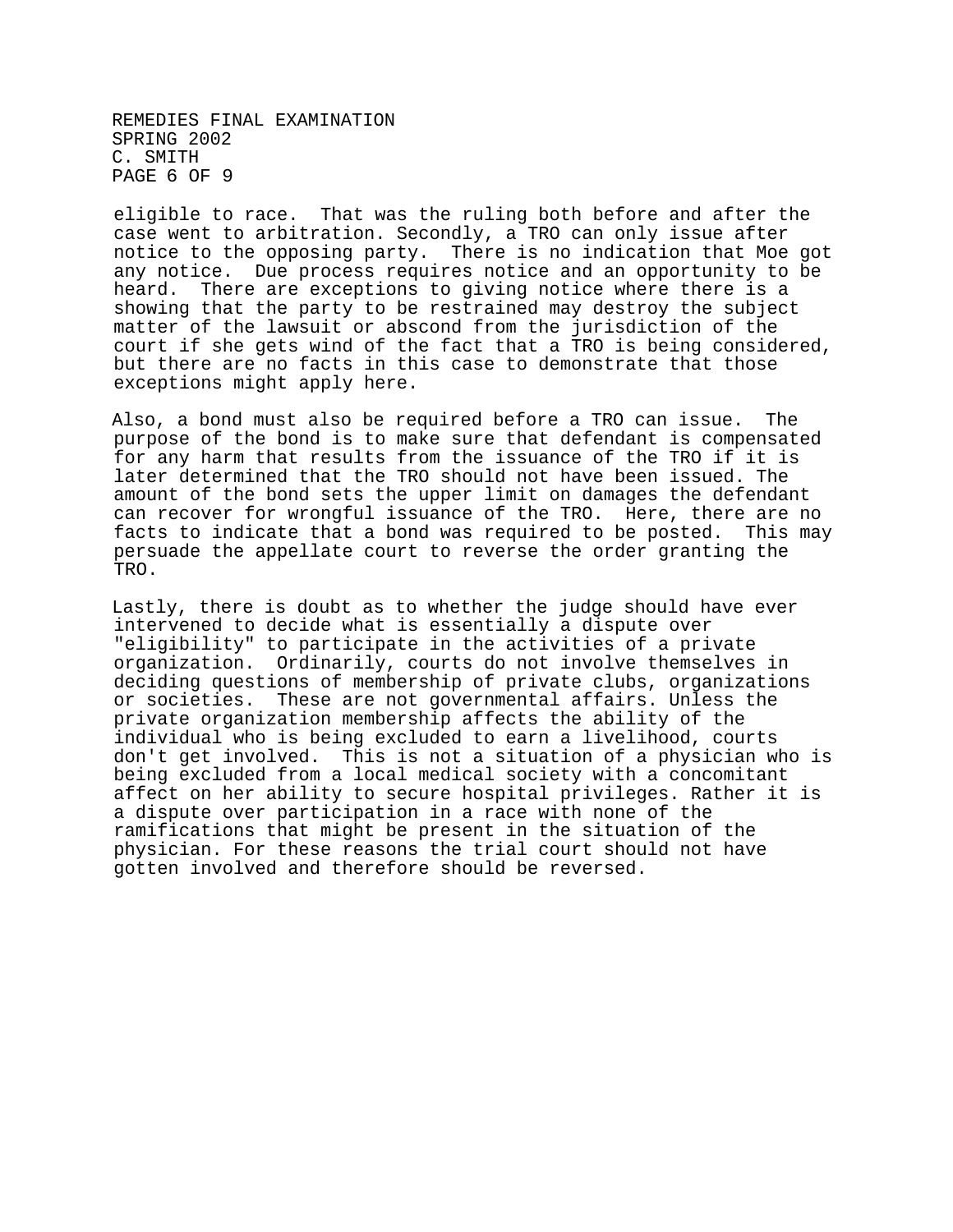eligible to race. That was the ruling both before and after the case went to arbitration. Secondly, a TRO can only issue after notice to the opposing party. There is no indication that Moe got any notice. Due process requires notice and an opportunity to be heard. There are exceptions to giving notice where there is a showing that the party to be restrained may destroy the subject matter of the lawsuit or abscond from the jurisdiction of the court if she gets wind of the fact that a TRO is being considered, but there are no facts in this case to demonstrate that those exceptions might apply here.

Also, a bond must also be required before a TRO can issue. The purpose of the bond is to make sure that defendant is compensated for any harm that results from the issuance of the TRO if it is later determined that the TRO should not have been issued. The amount of the bond sets the upper limit on damages the defendant can recover for wrongful issuance of the TRO. Here, there are no facts to indicate that a bond was required to be posted. This may persuade the appellate court to reverse the order granting the TRO.

Lastly, there is doubt as to whether the judge should have ever intervened to decide what is essentially a dispute over "eligibility" to participate in the activities of a private organization. Ordinarily, courts do not involve themselves in deciding questions of membership of private clubs, organizations or societies. These are not governmental affairs. Unless the private organization membership affects the ability of the individual who is being excluded to earn a livelihood, courts don't get involved. This is not a situation of a physician who is being excluded from a local medical society with a concomitant affect on her ability to secure hospital privileges. Rather it is a dispute over participation in a race with none of the ramifications that might be present in the situation of the physician. For these reasons the trial court should not have gotten involved and therefore should be reversed.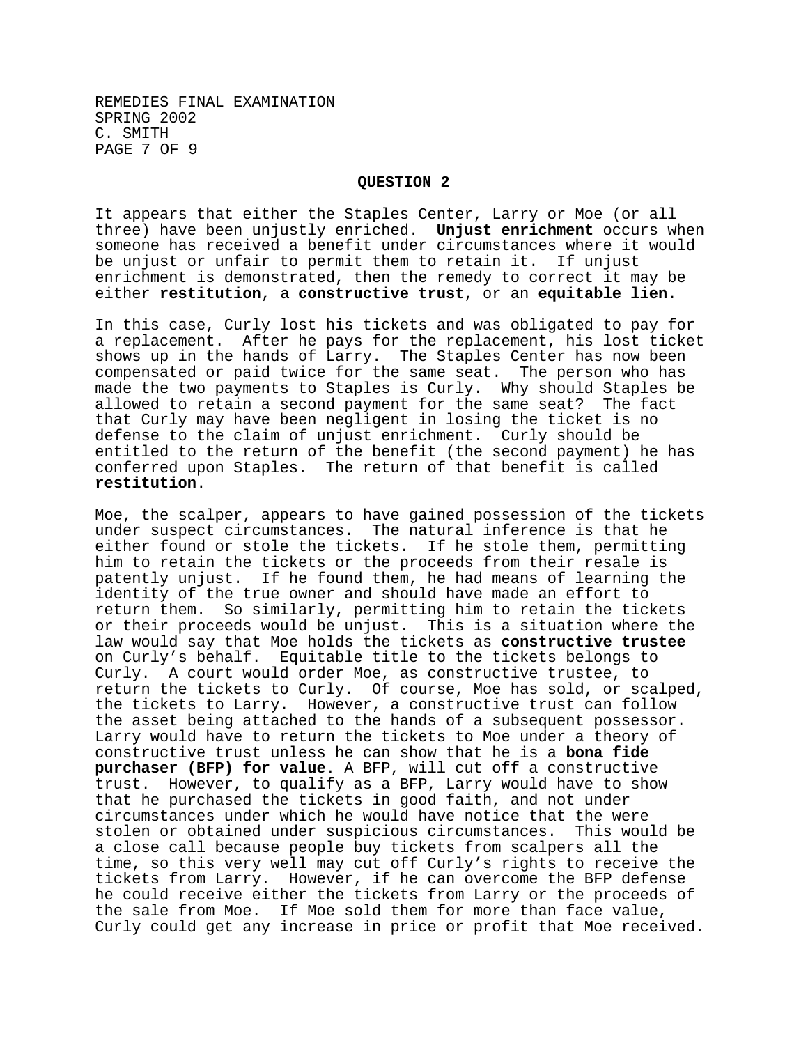## QUESTION 2

It appears that either the Staples Center, Larry or Moe (or all three) have been unjustly enriched. **Unjust enrichment** occurs when someone has received a benefit under circumstances where it would be unjust or unfair to permit them to retain it. If unjust enrichment is demonstrated, then the remedy to correct it may be either **restitution**, a **constructive trust**, or an **equitable lien**.

In this case, Curly lost his tickets and was obligated to pay for a replacement. After he pays for the replacement, his lost ticket shows up in the hands of Larry. The Staples Center has now been compensated or paid twice for the same seat. The person who has made the two payments to Staples is Curly. Why should Staples be allowed to retain a second payment for the same seat? The fact that Curly may have been negligent in losing the ticket is no defense to the claim of unjust enrichment. Curly should be entitled to the return of the benefit (the second payment) he has conferred upon Staples. The return of that benefit is called **restitution**.

Moe, the scalper, appears to have gained possession of the tickets under suspect circumstances. The natural inference is that he either found or stole the tickets. If he stole them, permitting him to retain the tickets or the proceeds from their resale is patently unjust. If he found them, he had means of learning the identity of the true owner and should have made an effort to return them. So similarly, permitting him to retain the tickets or their proceeds would be unjust. This is a situation where the law would say that Moe holds the tickets as **constructive trustee** on Curly's behalf. Equitable title to the tickets belongs to Curly. A court would order Moe, as constructive trustee, to return the tickets to Curly. Of course, Moe has sold, or scalped, the tickets to Larry. However, a constructive trust can follow the asset being attached to the hands of a subsequent possessor. Larry would have to return the tickets to Moe under a theory of constructive trust unless he can show that he is a **bona fide purchaser (BFP) for value**. A BFP, will cut off a constructive trust. However, to qualify as a BFP, Larry would have to show that he purchased the tickets in good faith, and not under circumstances under which he would have notice that the were stolen or obtained under suspicious circumstances. This would be a close call because people buy tickets from scalpers all the time, so this very well may cut off Curly's rights to receive the tickets from Larry. However, if he can overcome the BFP defense he could receive either the tickets from Larry or the proceeds of the sale from Moe. If Moe sold them for more than face value, Curly could get any increase in price or profit that Moe received.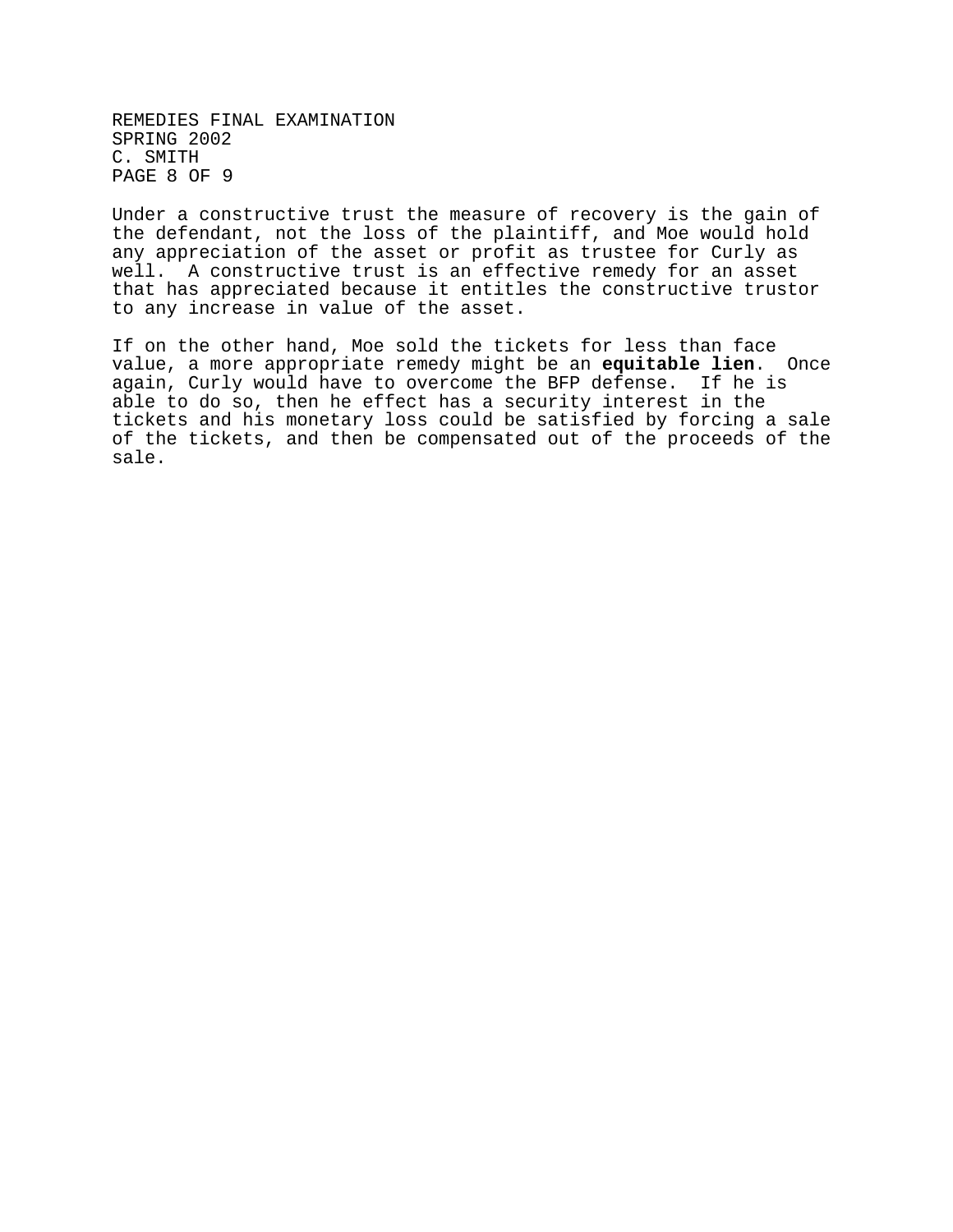Under a constructive trust the measure of recovery is the gain of the defendant, not the loss of the plaintiff, and Moe would hold any appreciation of the asset or profit as trustee for Curly as well. A constructive trust is an effective remedy for an asset that has appreciated because it entitles the constructive trustor to any increase in value of the asset.

If on the other hand, Moe sold the tickets for less than face value, a more appropriate remedy might be an **equitable lien**. Once again, Curly would have to overcome the BFP defense. If he is able to do so, then he effect has a security interest in the tickets and his monetary loss could be satisfied by forcing a sale of the tickets, and then be compensated out of the proceeds of the sale.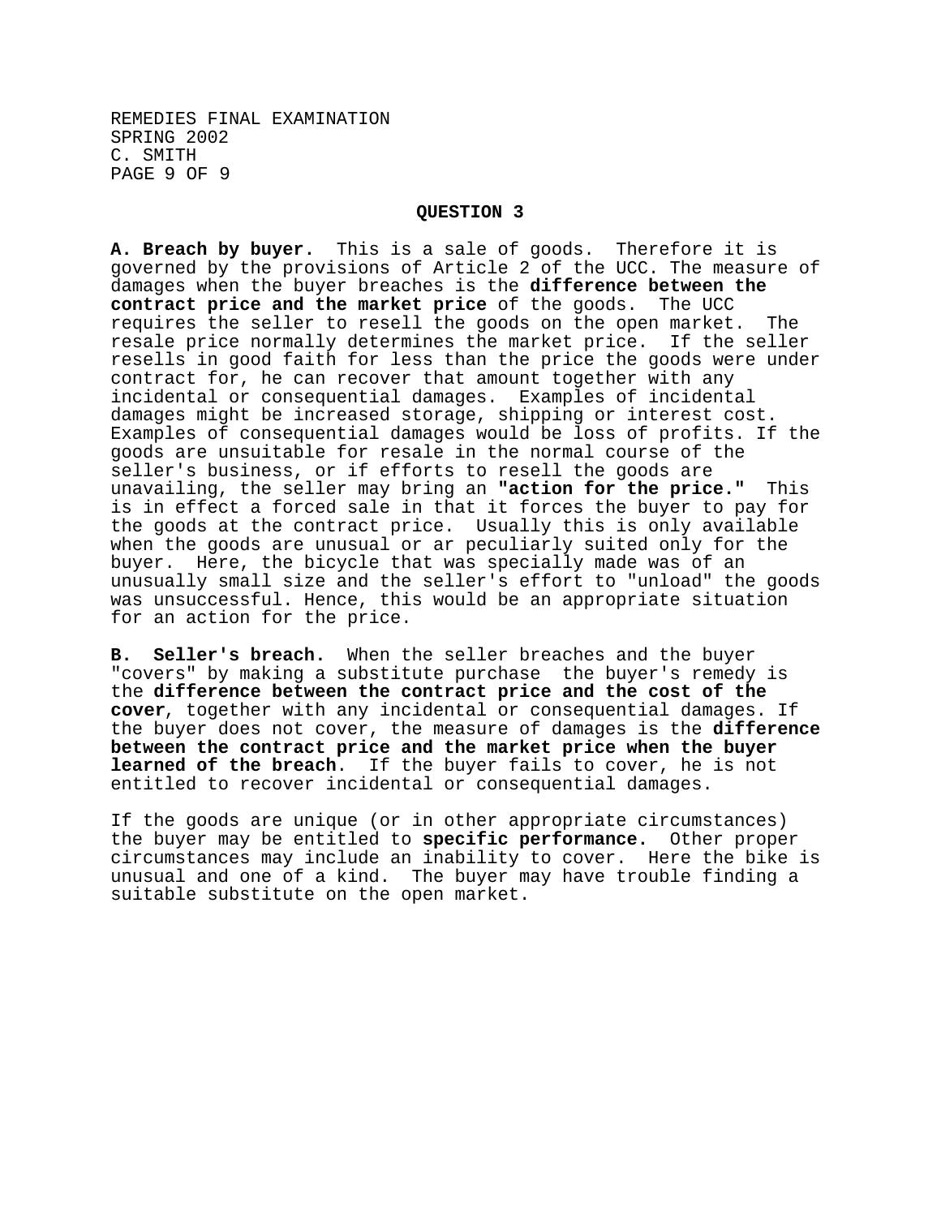## QUESTION 3

**A. Breach by buyer.** This is a sale of goods. Therefore it is governed by the provisions of Article 2 of the UCC. The measure of damages when the buyer breaches is the **difference between the contract price and the market price** of the goods. The UCC requires the seller to resell the goods on the open market. The resale price normally determines the market price. If the seller resells in good faith for less than the price the goods were under contract for, he can recover that amount together with any incidental or consequential damages. Examples of incidental damages might be increased storage, shipping or interest cost. Examples of consequential damages would be loss of profits. If the goods are unsuitable for resale in the normal course of the seller's business, or if efforts to resell the goods are unavailing, the seller may bring an **"action for the price."** This is in effect a forced sale in that it forces the buyer to pay for the goods at the contract price. Usually this is only available when the goods are unusual or ar peculiarly suited only for the buyer. Here, the bicycle that was specially made was of an unusually small size and the seller's effort to "unload" the goods was unsuccessful. Hence, this would be an appropriate situation for an action for the price.

**B. Seller's breach.** When the seller breaches and the buyer "covers" by making a substitute purchase the buyer's remedy is the **difference between the contract price and the cost of the cover**, together with any incidental or consequential damages. If the buyer does not cover, the measure of damages is the **difference between the contract price and the market price when the buyer learned of the breach**. If the buyer fails to cover, he is not entitled to recover incidental or consequential damages.

If the goods are unique (or in other appropriate circumstances) the buyer may be entitled to **specific performance.** Other proper circumstances may include an inability to cover. Here the bike is unusual and one of a kind. The buyer may have trouble finding a suitable substitute on the open market.